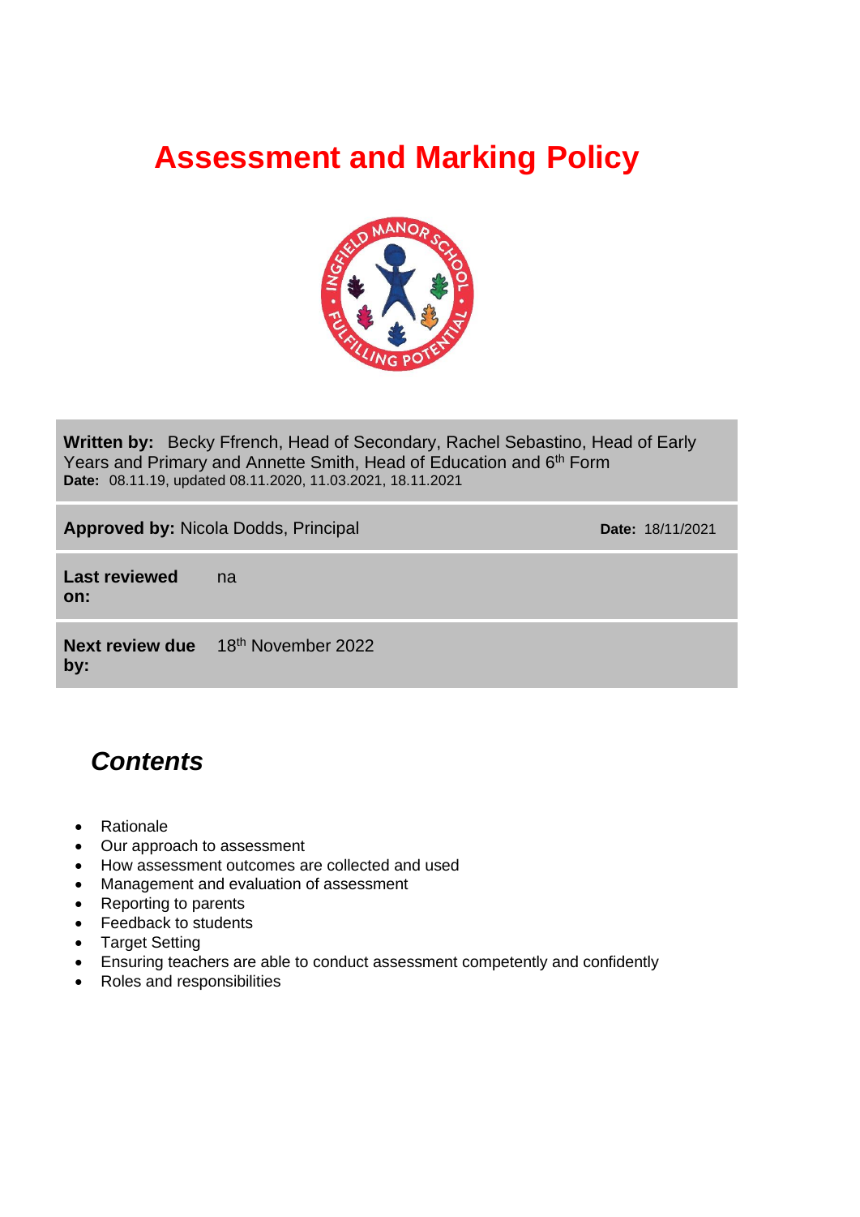# Assessment and Marking Policy

**Written by:** Becky Ffrench, Head of Secondary, Rachel Sebastino, Head of Early Years and Primary and Annette Smith, Head of Education and 6th Form
**Date:** 08.11.19, updated 08.11.2020, 11.03.2021, 18.11.2021

| | | |
|---|---|---|
| **Approved by:** Nicola Dodds, Principal | | **Date:** 18/11/2021 |
| **Last reviewed on:** | na | |
| **Next review due by:** | 18th November 2022 | |

## *Contents*

- Rationale
- Our approach to assessment
- How assessment outcomes are collected and used
- Management and evaluation of assessment
- Reporting to parents
- Feedback to students
- Target Setting
- Ensuring teachers are able to conduct assessment competently and confidently
- Roles and responsibilities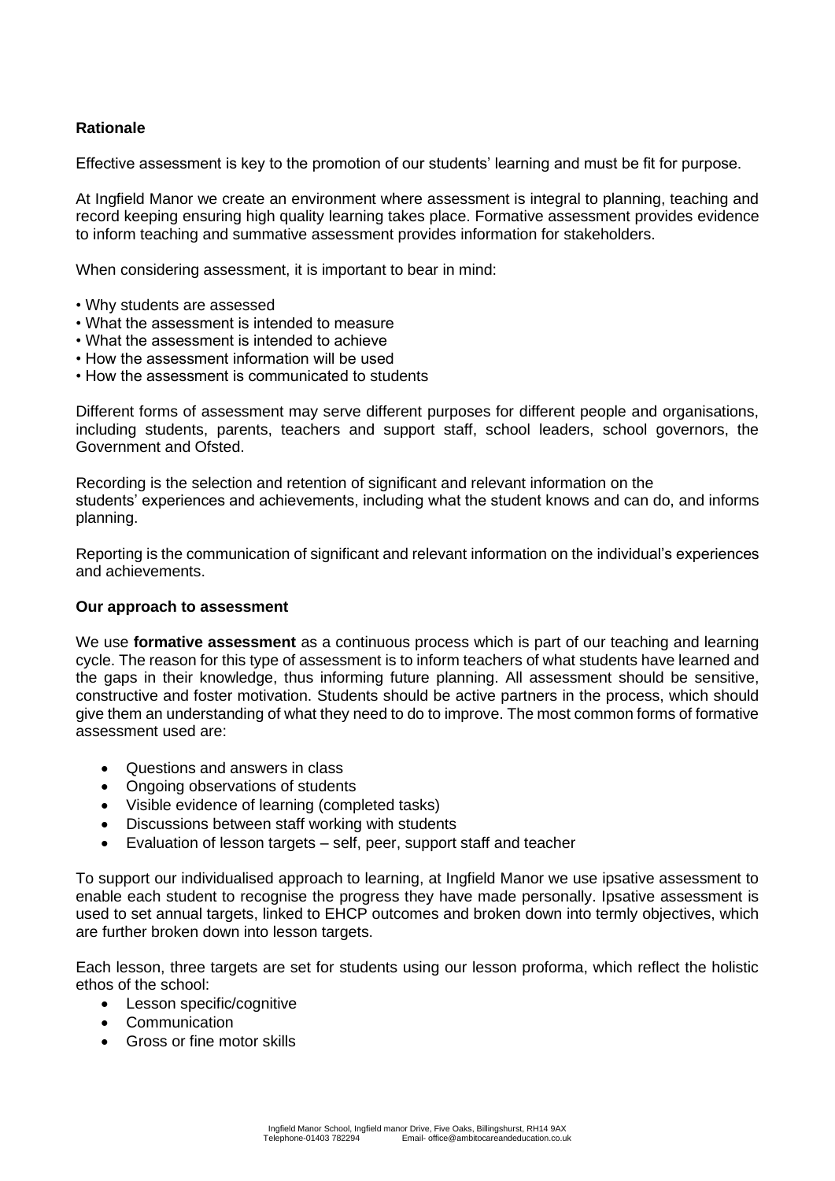## Rationale

Effective assessment is key to the promotion of our students' learning and must be fit for purpose.

At Ingfield Manor we create an environment where assessment is integral to planning, teaching and record keeping ensuring high quality learning takes place. Formative assessment provides evidence to inform teaching and summative assessment provides information for stakeholders.

When considering assessment, it is important to bear in mind:

- Why students are assessed
- What the assessment is intended to measure
- What the assessment is intended to achieve
- How the assessment information will be used
- How the assessment is communicated to students

Different forms of assessment may serve different purposes for different people and organisations, including students, parents, teachers and support staff, school leaders, school governors, the Government and Ofsted.

Recording is the selection and retention of significant and relevant information on the students' experiences and achievements, including what the student knows and can do, and informs planning.

Reporting is the communication of significant and relevant information on the individual's experiences and achievements.

## Our approach to assessment

We use **formative assessment** as a continuous process which is part of our teaching and learning cycle. The reason for this type of assessment is to inform teachers of what students have learned and the gaps in their knowledge, thus informing future planning. All assessment should be sensitive, constructive and foster motivation. Students should be active partners in the process, which should give them an understanding of what they need to do to improve. The most common forms of formative assessment used are:

- Questions and answers in class
- Ongoing observations of students
- Visible evidence of learning (completed tasks)
- Discussions between staff working with students
- Evaluation of lesson targets – self, peer, support staff and teacher

To support our individualised approach to learning, at Ingfield Manor we use ipsative assessment to enable each student to recognise the progress they have made personally. Ipsative assessment is used to set annual targets, linked to EHCP outcomes and broken down into termly objectives, which are further broken down into lesson targets.

Each lesson, three targets are set for students using our lesson proforma, which reflect the holistic ethos of the school:

- Lesson specific/cognitive
- Communication
- Gross or fine motor skills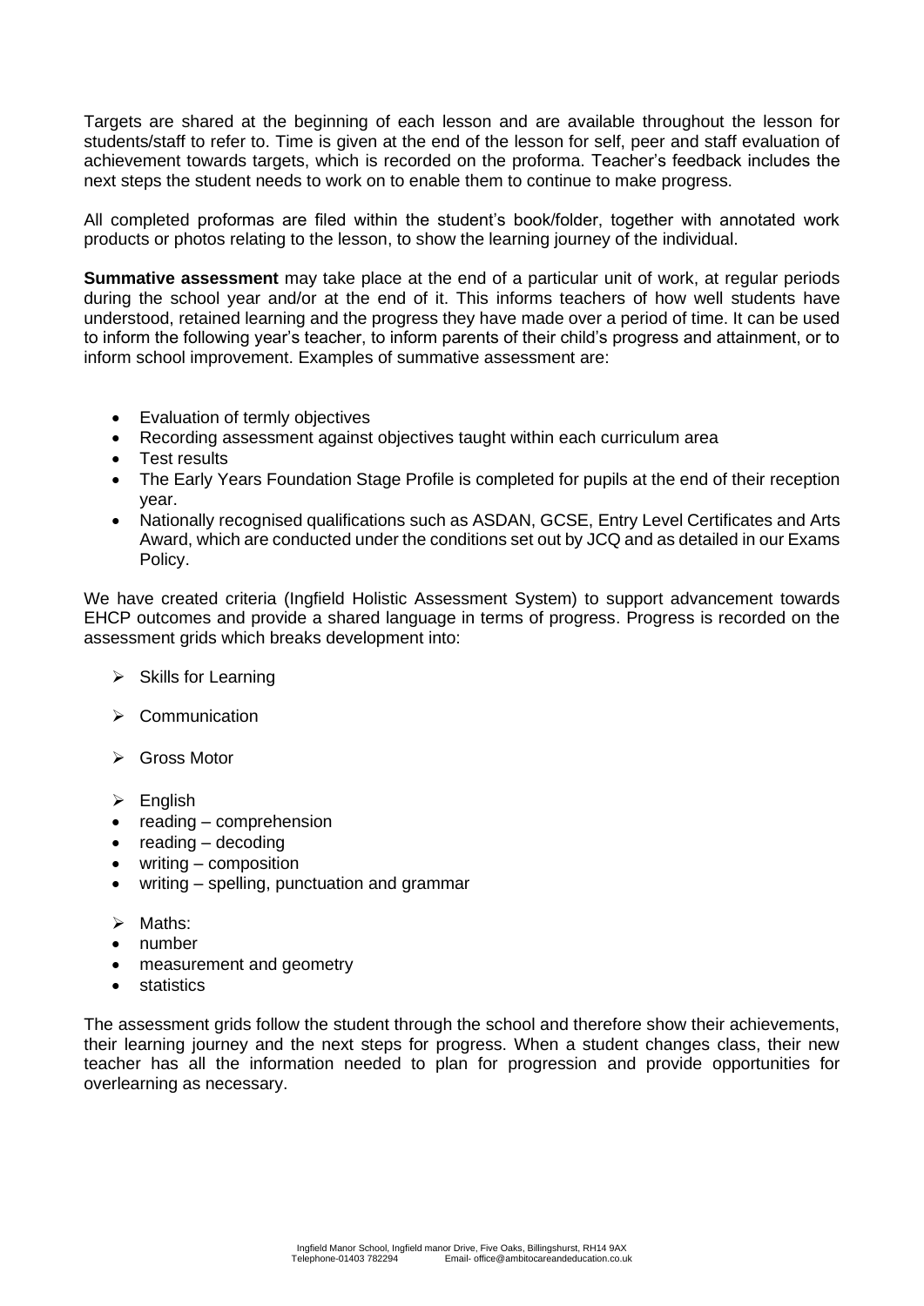Targets are shared at the beginning of each lesson and are available throughout the lesson for students/staff to refer to. Time is given at the end of the lesson for self, peer and staff evaluation of achievement towards targets, which is recorded on the proforma. Teacher's feedback includes the next steps the student needs to work on to enable them to continue to make progress.

All completed proformas are filed within the student's book/folder, together with annotated work products or photos relating to the lesson, to show the learning journey of the individual.

**Summative assessment** may take place at the end of a particular unit of work, at regular periods during the school year and/or at the end of it. This informs teachers of how well students have understood, retained learning and the progress they have made over a period of time. It can be used to inform the following year's teacher, to inform parents of their child's progress and attainment, or to inform school improvement. Examples of summative assessment are:

- Evaluation of termly objectives
- Recording assessment against objectives taught within each curriculum area
- Test results
- The Early Years Foundation Stage Profile is completed for pupils at the end of their reception year.
- Nationally recognised qualifications such as ASDAN, GCSE, Entry Level Certificates and Arts Award, which are conducted under the conditions set out by JCQ and as detailed in our Exams Policy.

We have created criteria (Ingfield Holistic Assessment System) to support advancement towards EHCP outcomes and provide a shared language in terms of progress. Progress is recorded on the assessment grids which breaks development into:

- Skills for Learning
- Communication
- Gross Motor
- English
  - reading – comprehension
  - reading – decoding
  - writing – composition
  - writing – spelling, punctuation and grammar
- Maths:
  - number
  - measurement and geometry
  - statistics

The assessment grids follow the student through the school and therefore show their achievements, their learning journey and the next steps for progress. When a student changes class, their new teacher has all the information needed to plan for progression and provide opportunities for overlearning as necessary.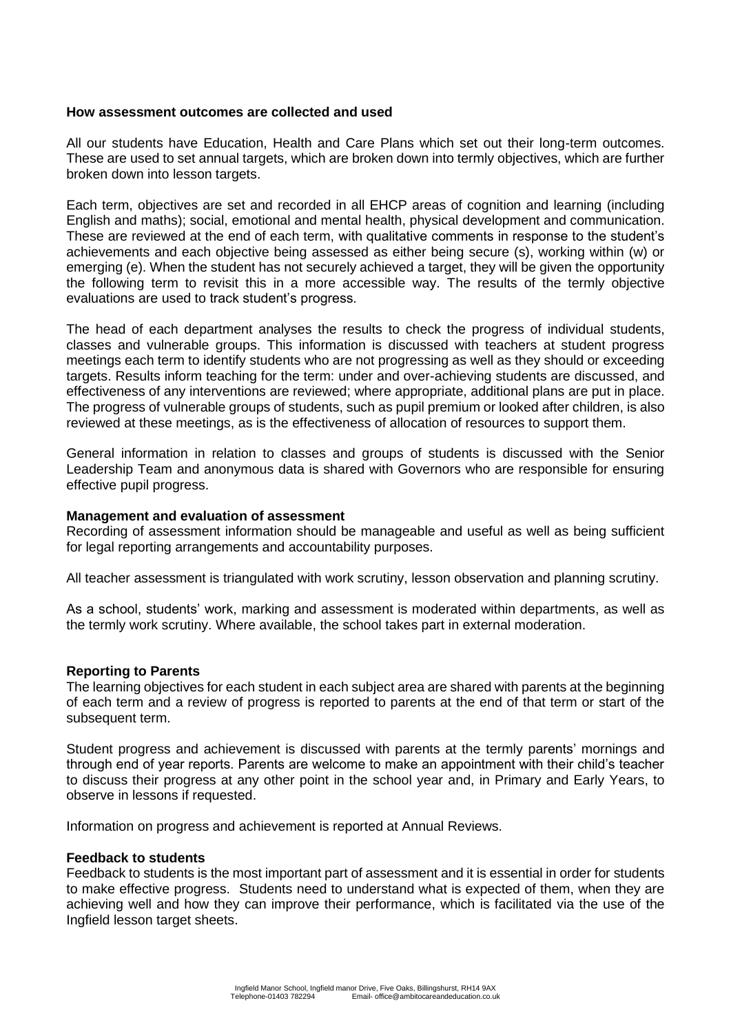**How assessment outcomes are collected and used**

All our students have Education, Health and Care Plans which set out their long-term outcomes. These are used to set annual targets, which are broken down into termly objectives, which are further broken down into lesson targets.

Each term, objectives are set and recorded in all EHCP areas of cognition and learning (including English and maths); social, emotional and mental health, physical development and communication. These are reviewed at the end of each term, with qualitative comments in response to the student's achievements and each objective being assessed as either being secure (s), working within (w) or emerging (e). When the student has not securely achieved a target, they will be given the opportunity the following term to revisit this in a more accessible way. The results of the termly objective evaluations are used to track student's progress.

The head of each department analyses the results to check the progress of individual students, classes and vulnerable groups. This information is discussed with teachers at student progress meetings each term to identify students who are not progressing as well as they should or exceeding targets. Results inform teaching for the term: under and over-achieving students are discussed, and effectiveness of any interventions are reviewed; where appropriate, additional plans are put in place. The progress of vulnerable groups of students, such as pupil premium or looked after children, is also reviewed at these meetings, as is the effectiveness of allocation of resources to support them.

General information in relation to classes and groups of students is discussed with the Senior Leadership Team and anonymous data is shared with Governors who are responsible for ensuring effective pupil progress.

**Management and evaluation of assessment**

Recording of assessment information should be manageable and useful as well as being sufficient for legal reporting arrangements and accountability purposes.

All teacher assessment is triangulated with work scrutiny, lesson observation and planning scrutiny.

As a school, students' work, marking and assessment is moderated within departments, as well as the termly work scrutiny. Where available, the school takes part in external moderation.

**Reporting to Parents**

The learning objectives for each student in each subject area are shared with parents at the beginning of each term and a review of progress is reported to parents at the end of that term or start of the subsequent term.

Student progress and achievement is discussed with parents at the termly parents' mornings and through end of year reports. Parents are welcome to make an appointment with their child's teacher to discuss their progress at any other point in the school year and, in Primary and Early Years, to observe in lessons if requested.

Information on progress and achievement is reported at Annual Reviews.

**Feedback to students**

Feedback to students is the most important part of assessment and it is essential in order for students to make effective progress. Students need to understand what is expected of them, when they are achieving well and how they can improve their performance, which is facilitated via the use of the Ingfield lesson target sheets.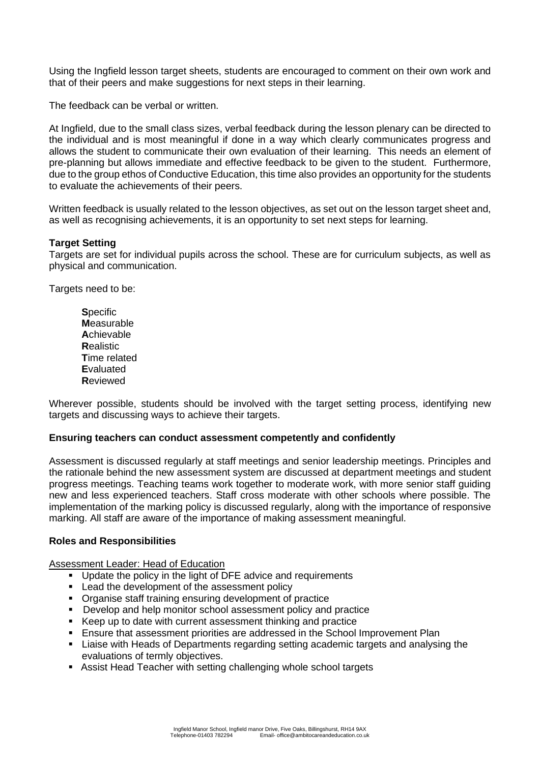Using the Ingfield lesson target sheets, students are encouraged to comment on their own work and that of their peers and make suggestions for next steps in their learning.

The feedback can be verbal or written.

At Ingfield, due to the small class sizes, verbal feedback during the lesson plenary can be directed to the individual and is most meaningful if done in a way which clearly communicates progress and allows the student to communicate their own evaluation of their learning. This needs an element of pre-planning but allows immediate and effective feedback to be given to the student. Furthermore, due to the group ethos of Conductive Education, this time also provides an opportunity for the students to evaluate the achievements of their peers.

Written feedback is usually related to the lesson objectives, as set out on the lesson target sheet and, as well as recognising achievements, it is an opportunity to set next steps for learning.

**Target Setting**

Targets are set for individual pupils across the school. These are for curriculum subjects, as well as physical and communication.

Targets need to be:

**S**pecific
**M**easurable
**A**chievable
**R**ealistic
**T**ime related
**E**valuated
**R**eviewed

Wherever possible, students should be involved with the target setting process, identifying new targets and discussing ways to achieve their targets.

**Ensuring teachers can conduct assessment competently and confidently**

Assessment is discussed regularly at staff meetings and senior leadership meetings. Principles and the rationale behind the new assessment system are discussed at department meetings and student progress meetings. Teaching teams work together to moderate work, with more senior staff guiding new and less experienced teachers. Staff cross moderate with other schools where possible. The implementation of the marking policy is discussed regularly, along with the importance of responsive marking. All staff are aware of the importance of making assessment meaningful.

**Roles and Responsibilities**

<u>Assessment Leader: Head of Education</u>

- Update the policy in the light of DFE advice and requirements
- Lead the development of the assessment policy
- Organise staff training ensuring development of practice
- Develop and help monitor school assessment policy and practice
- Keep up to date with current assessment thinking and practice
- Ensure that assessment priorities are addressed in the School Improvement Plan
- Liaise with Heads of Departments regarding setting academic targets and analysing the evaluations of termly objectives.
- Assist Head Teacher with setting challenging whole school targets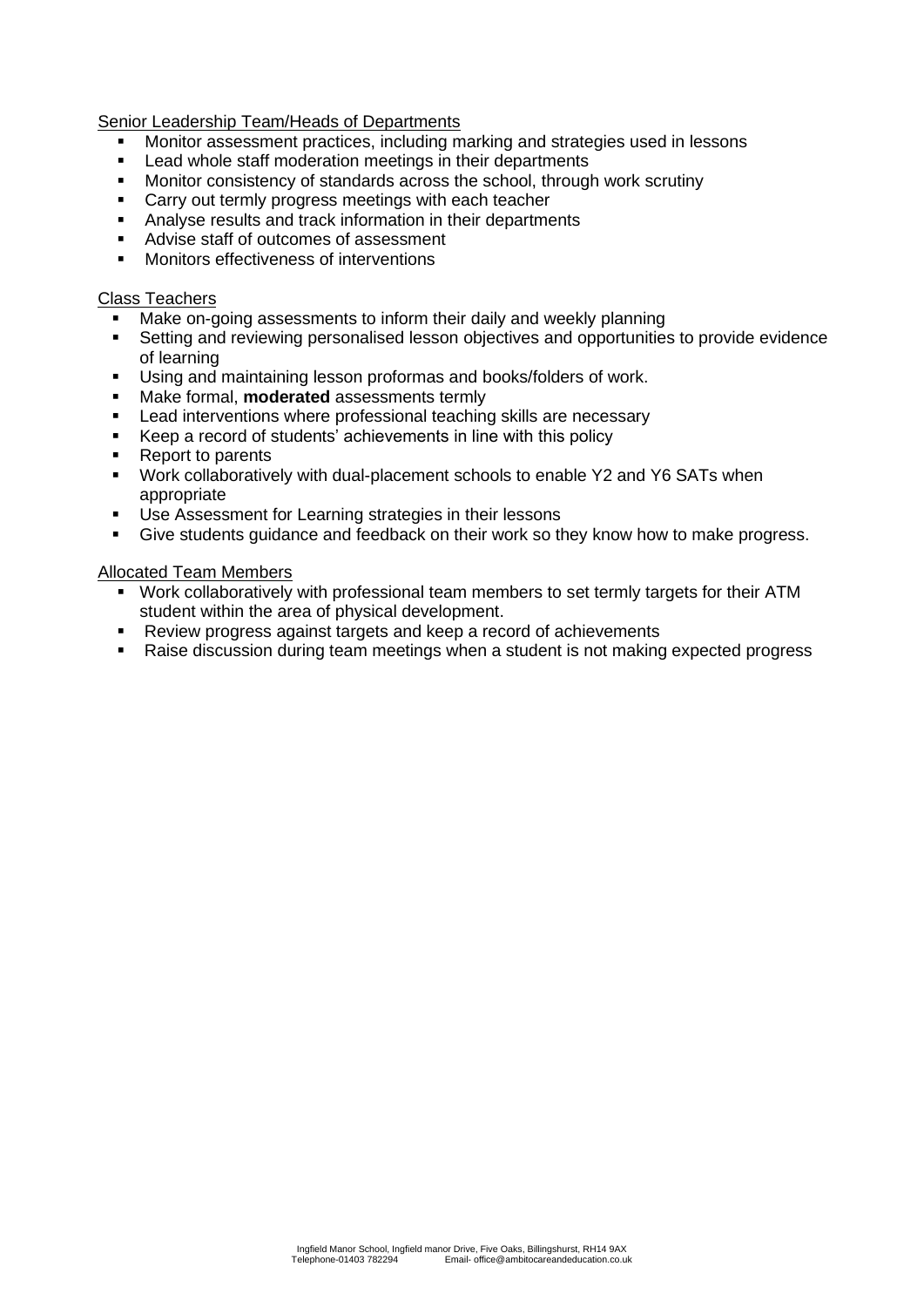Senior Leadership Team/Heads of Departments

- Monitor assessment practices, including marking and strategies used in lessons
- Lead whole staff moderation meetings in their departments
- Monitor consistency of standards across the school, through work scrutiny
- Carry out termly progress meetings with each teacher
- Analyse results and track information in their departments
- Advise staff of outcomes of assessment
- Monitors effectiveness of interventions

Class Teachers

- Make on-going assessments to inform their daily and weekly planning
- Setting and reviewing personalised lesson objectives and opportunities to provide evidence of learning
- Using and maintaining lesson proformas and books/folders of work.
- Make formal, **moderated** assessments termly
- Lead interventions where professional teaching skills are necessary
- Keep a record of students' achievements in line with this policy
- Report to parents
- Work collaboratively with dual-placement schools to enable Y2 and Y6 SATs when appropriate
- Use Assessment for Learning strategies in their lessons
- Give students guidance and feedback on their work so they know how to make progress.

Allocated Team Members

- Work collaboratively with professional team members to set termly targets for their ATM student within the area of physical development.
- Review progress against targets and keep a record of achievements
- Raise discussion during team meetings when a student is not making expected progress